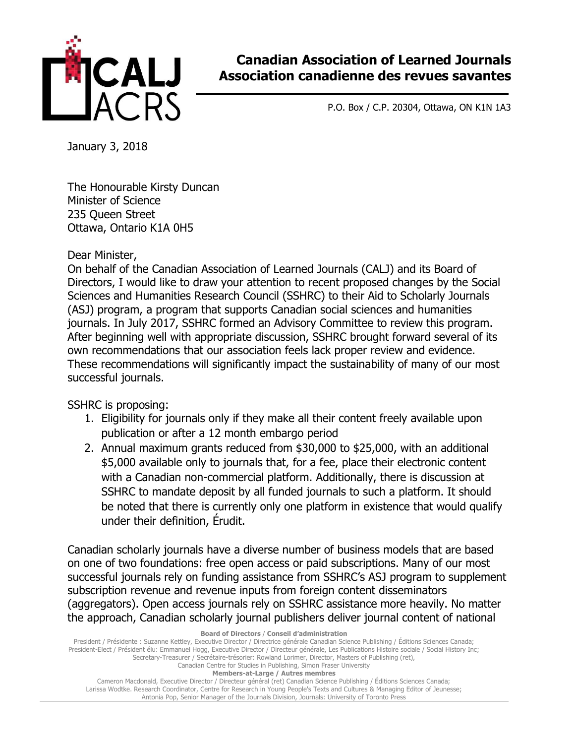**Canadian Association of Learned Journals**
**Association canadienne des revues savantes**

P.O. Box / C.P. 20304, Ottawa, ON K1N 1A3

January 3, 2018

The Honourable Kirsty Duncan
Minister of Science
235 Queen Street
Ottawa, Ontario K1A 0H5

Dear Minister,

On behalf of the Canadian Association of Learned Journals (CALJ) and its Board of Directors, I would like to draw your attention to recent proposed changes by the Social Sciences and Humanities Research Council (SSHRC) to their Aid to Scholarly Journals (ASJ) program, a program that supports Canadian social sciences and humanities journals. In July 2017, SSHRC formed an Advisory Committee to review this program. After beginning well with appropriate discussion, SSHRC brought forward several of its own recommendations that our association feels lack proper review and evidence. These recommendations will significantly impact the sustainability of many of our most successful journals.

SSHRC is proposing:

1. Eligibility for journals only if they make all their content freely available upon publication or after a 12 month embargo period
2. Annual maximum grants reduced from $30,000 to $25,000, with an additional $5,000 available only to journals that, for a fee, place their electronic content with a Canadian non-commercial platform. Additionally, there is discussion at SSHRC to mandate deposit by all funded journals to such a platform. It should be noted that there is currently only one platform in existence that would qualify under their definition, Érudit.

Canadian scholarly journals have a diverse number of business models that are based on one of two foundations: free open access or paid subscriptions. Many of our most successful journals rely on funding assistance from SSHRC's ASJ program to supplement subscription revenue and revenue inputs from foreign content disseminators (aggregators). Open access journals rely on SSHRC assistance more heavily. No matter the approach, Canadian scholarly journal publishers deliver journal content of national

**Board of Directors** / **Conseil d'administration**

President / Présidente : Suzanne Kettley, Executive Director / Directrice générale Canadian Science Publishing / Éditions Sciences Canada;
President-Elect / Président élu: Emmanuel Hogg, Executive Director / Directeur générale, Les Publications Histoire sociale / Social History Inc;
Secretary-Treasurer / Secrétaire-trésorier: Rowland Lorimer, Director, Masters of Publishing (ret),
Canadian Centre for Studies in Publishing, Simon Fraser University

**Members-at-Large / Autres membres**

Cameron Macdonald, Executive Director / Directeur général (ret) Canadian Science Publishing / Éditions Sciences Canada;
Larissa Wodtke. Research Coordinator, Centre for Research in Young People's Texts and Cultures & Managing Editor of Jeunesse;
Antonia Pop, Senior Manager of the Journals Division, Journals: University of Toronto Press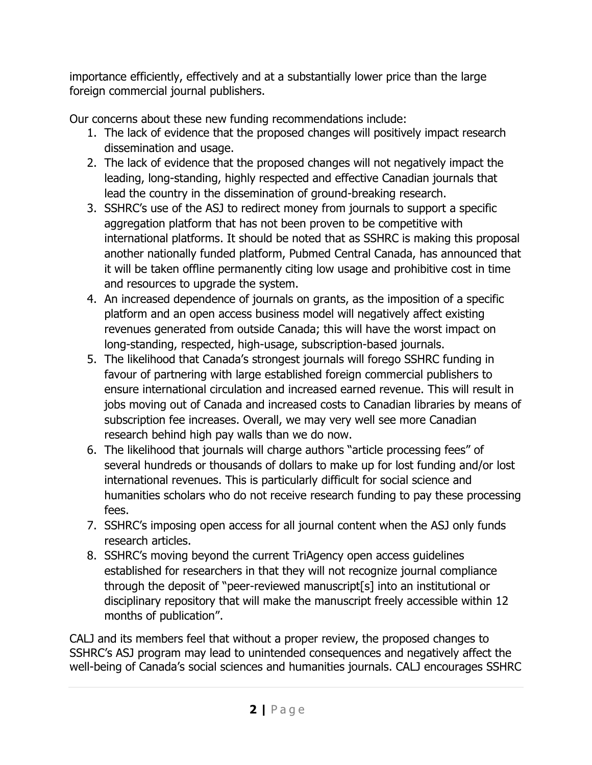importance efficiently, effectively and at a substantially lower price than the large foreign commercial journal publishers.

Our concerns about these new funding recommendations include:

1. The lack of evidence that the proposed changes will positively impact research dissemination and usage.
2. The lack of evidence that the proposed changes will not negatively impact the leading, long-standing, highly respected and effective Canadian journals that lead the country in the dissemination of ground-breaking research.
3. SSHRC's use of the ASJ to redirect money from journals to support a specific aggregation platform that has not been proven to be competitive with international platforms. It should be noted that as SSHRC is making this proposal another nationally funded platform, Pubmed Central Canada, has announced that it will be taken offline permanently citing low usage and prohibitive cost in time and resources to upgrade the system.
4. An increased dependence of journals on grants, as the imposition of a specific platform and an open access business model will negatively affect existing revenues generated from outside Canada; this will have the worst impact on long-standing, respected, high-usage, subscription-based journals.
5. The likelihood that Canada's strongest journals will forego SSHRC funding in favour of partnering with large established foreign commercial publishers to ensure international circulation and increased earned revenue. This will result in jobs moving out of Canada and increased costs to Canadian libraries by means of subscription fee increases. Overall, we may very well see more Canadian research behind high pay walls than we do now.
6. The likelihood that journals will charge authors "article processing fees" of several hundreds or thousands of dollars to make up for lost funding and/or lost international revenues. This is particularly difficult for social science and humanities scholars who do not receive research funding to pay these processing fees.
7. SSHRC's imposing open access for all journal content when the ASJ only funds research articles.
8. SSHRC's moving beyond the current TriAgency open access guidelines established for researchers in that they will not recognize journal compliance through the deposit of "peer-reviewed manuscript[s] into an institutional or disciplinary repository that will make the manuscript freely accessible within 12 months of publication".

CALJ and its members feel that without a proper review, the proposed changes to SSHRC's ASJ program may lead to unintended consequences and negatively affect the well-being of Canada's social sciences and humanities journals. CALJ encourages SSHRC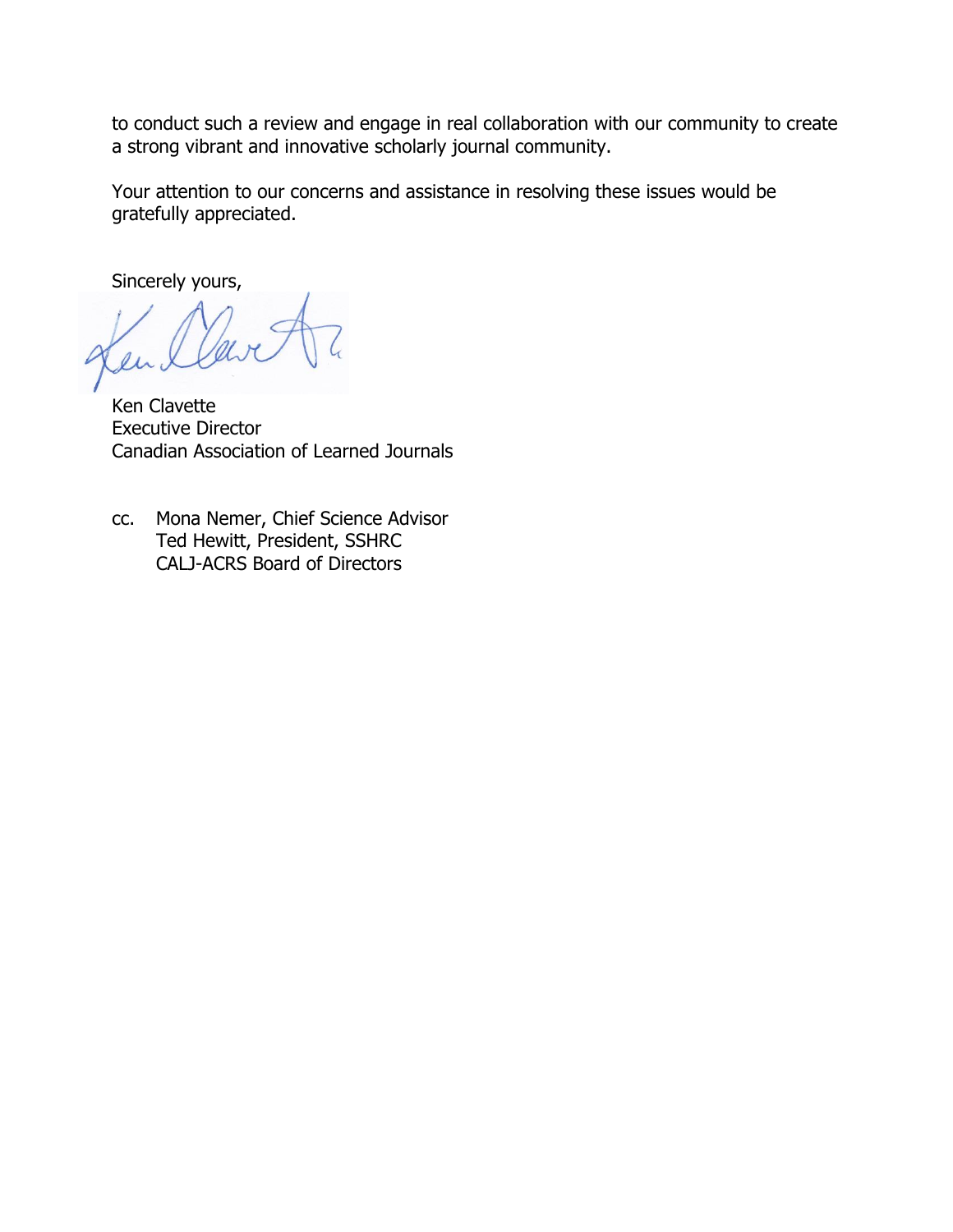to conduct such a review and engage in real collaboration with our community to create a strong vibrant and innovative scholarly journal community.

Your attention to our concerns and assistance in resolving these issues would be gratefully appreciated.

Sincerely yours,

Ken Clavette
Executive Director
Canadian Association of Learned Journals

cc. Mona Nemer, Chief Science Advisor
Ted Hewitt, President, SSHRC
CALJ-ACRS Board of Directors